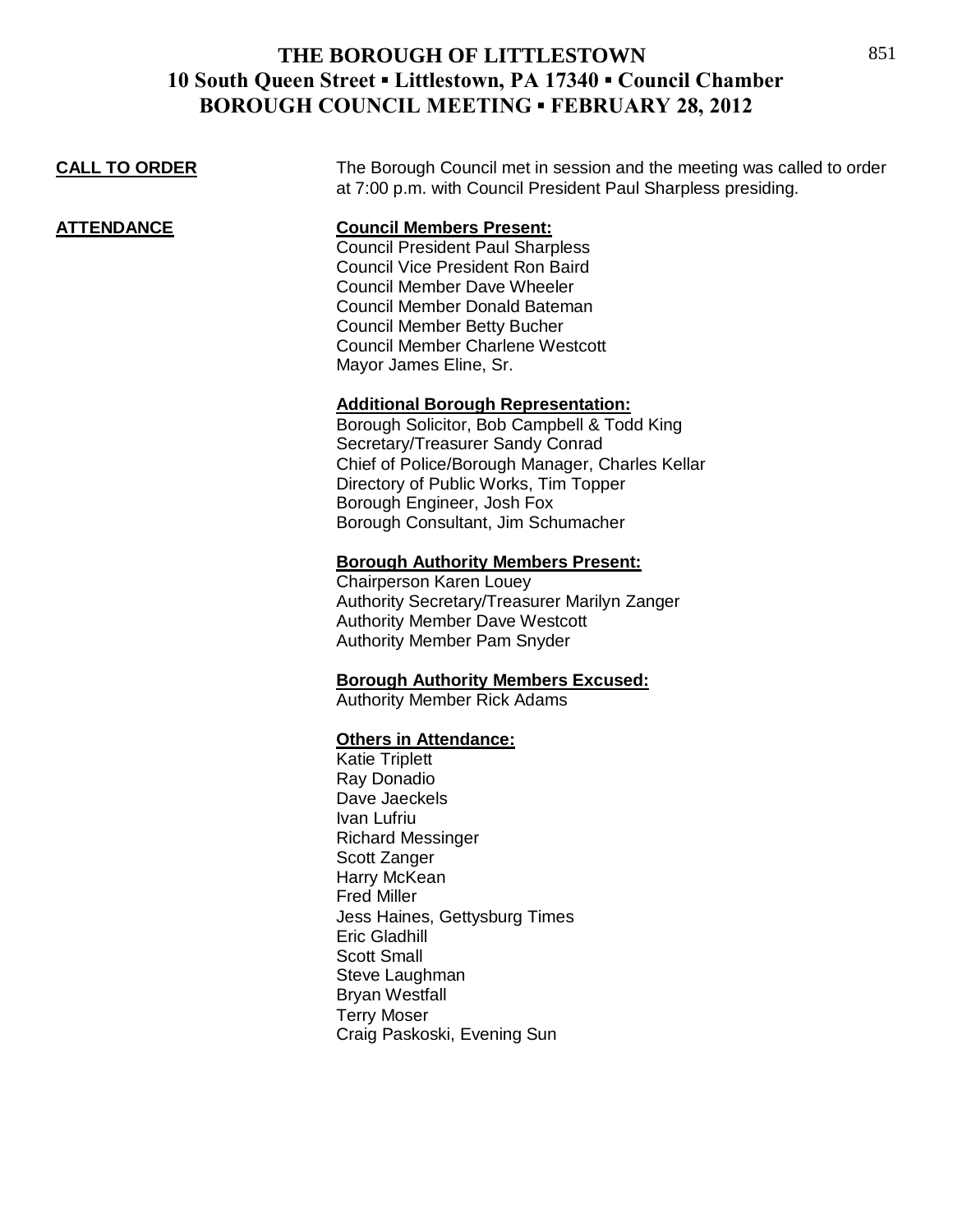# THE BOROUGH OF LITTLESTOWN
## 10 South Queen Street ▪ Littlestown, PA 17340 ▪ Council Chamber
## BOROUGH COUNCIL MEETING ▪ FEBRUARY 28, 2012

**CALL TO ORDER**

The Borough Council met in session and the meeting was called to order at 7:00 p.m. with Council President Paul Sharpless presiding.

**ATTENDANCE**

**Council Members Present:**

Council President Paul Sharpless
Council Vice President Ron Baird
Council Member Dave Wheeler
Council Member Donald Bateman
Council Member Betty Bucher
Council Member Charlene Westcott
Mayor James Eline, Sr.

**Additional Borough Representation:**

Borough Solicitor, Bob Campbell & Todd King
Secretary/Treasurer Sandy Conrad
Chief of Police/Borough Manager, Charles Kellar
Directory of Public Works, Tim Topper
Borough Engineer, Josh Fox
Borough Consultant, Jim Schumacher

**Borough Authority Members Present:**

Chairperson Karen Louey
Authority Secretary/Treasurer Marilyn Zanger
Authority Member Dave Westcott
Authority Member Pam Snyder

**Borough Authority Members Excused:**

Authority Member Rick Adams

**Others in Attendance:**

Katie Triplett
Ray Donadio
Dave Jaeckels
Ivan Lufriu
Richard Messinger
Scott Zanger
Harry McKean
Fred Miller
Jess Haines, Gettysburg Times
Eric Gladhill
Scott Small
Steve Laughman
Bryan Westfall
Terry Moser
Craig Paskoski, Evening Sun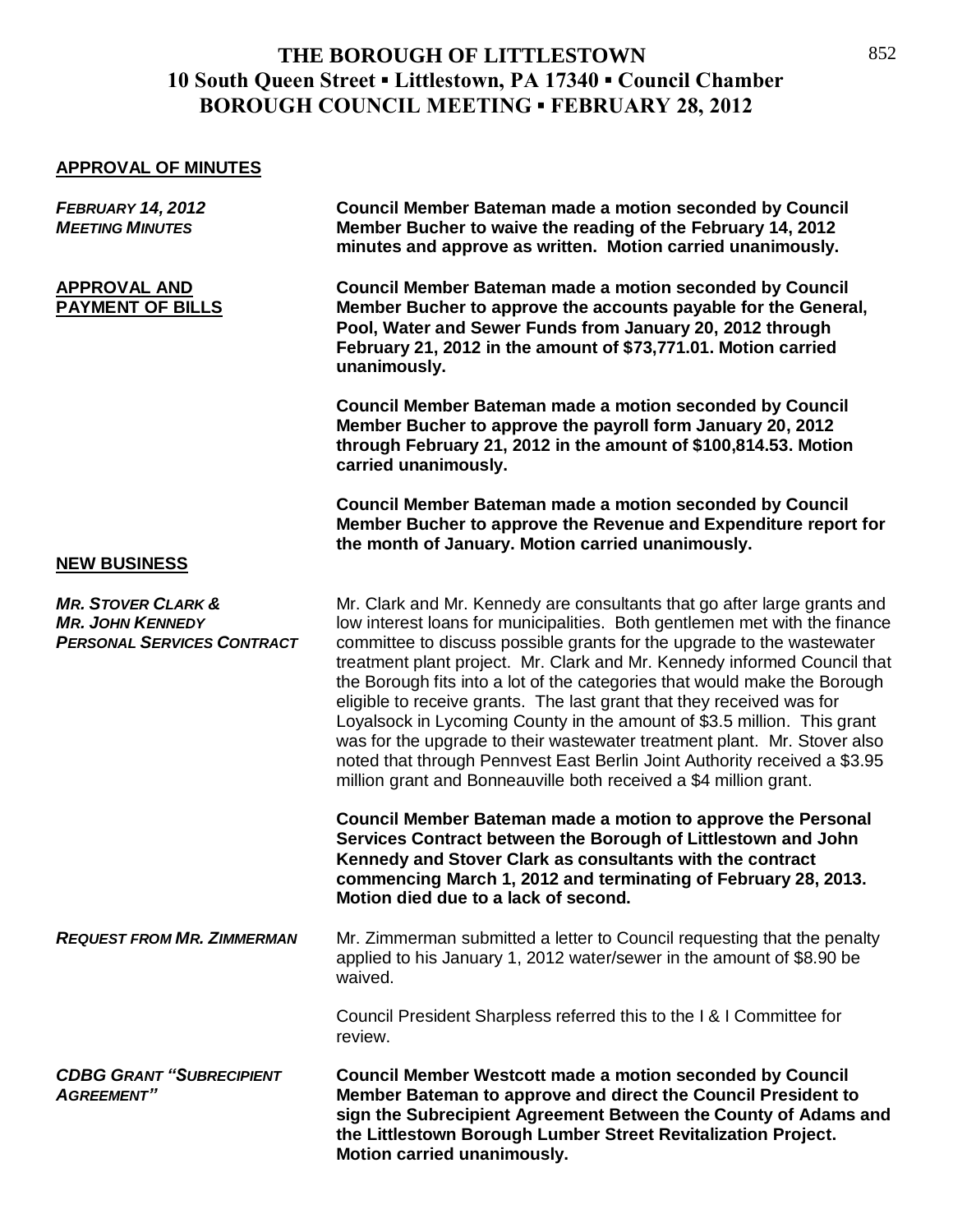# THE BOROUGH OF LITTLESTOWN
## 10 South Queen Street ▪ Littlestown, PA 17340 ▪ Council Chamber
## BOROUGH COUNCIL MEETING ▪ FEBRUARY 28, 2012

### APPROVAL OF MINUTES

***FEBRUARY 14, 2012 MEETING MINUTES***

**Council Member Bateman made a motion seconded by Council Member Bucher to waive the reading of the February 14, 2012 minutes and approve as written. Motion carried unanimously.**

### APPROVAL AND PAYMENT OF BILLS

**Council Member Bateman made a motion seconded by Council Member Bucher to approve the accounts payable for the General, Pool, Water and Sewer Funds from January 20, 2012 through February 21, 2012 in the amount of $73,771.01. Motion carried unanimously.**

**Council Member Bateman made a motion seconded by Council Member Bucher to approve the payroll form January 20, 2012 through February 21, 2012 in the amount of $100,814.53. Motion carried unanimously.**

**Council Member Bateman made a motion seconded by Council Member Bucher to approve the Revenue and Expenditure report for the month of January. Motion carried unanimously.**

### NEW BUSINESS

***MR. STOVER CLARK & MR. JOHN KENNEDY PERSONAL SERVICES CONTRACT***

Mr. Clark and Mr. Kennedy are consultants that go after large grants and low interest loans for municipalities. Both gentlemen met with the finance committee to discuss possible grants for the upgrade to the wastewater treatment plant project. Mr. Clark and Mr. Kennedy informed Council that the Borough fits into a lot of the categories that would make the Borough eligible to receive grants. The last grant that they received was for Loyalsock in Lycoming County in the amount of $3.5 million. This grant was for the upgrade to their wastewater treatment plant. Mr. Stover also noted that through Pennvest East Berlin Joint Authority received a $3.95 million grant and Bonneauville both received a $4 million grant.

**Council Member Bateman made a motion to approve the Personal Services Contract between the Borough of Littlestown and John Kennedy and Stover Clark as consultants with the contract commencing March 1, 2012 and terminating of February 28, 2013. Motion died due to a lack of second.**

***REQUEST FROM MR. ZIMMERMAN***

Mr. Zimmerman submitted a letter to Council requesting that the penalty applied to his January 1, 2012 water/sewer in the amount of $8.90 be waived.

Council President Sharpless referred this to the I & I Committee for review.

***CDBG GRANT "SUBRECIPIENT AGREEMENT"***

**Council Member Westcott made a motion seconded by Council Member Bateman to approve and direct the Council President to sign the Subrecipient Agreement Between the County of Adams and the Littlestown Borough Lumber Street Revitalization Project. Motion carried unanimously.**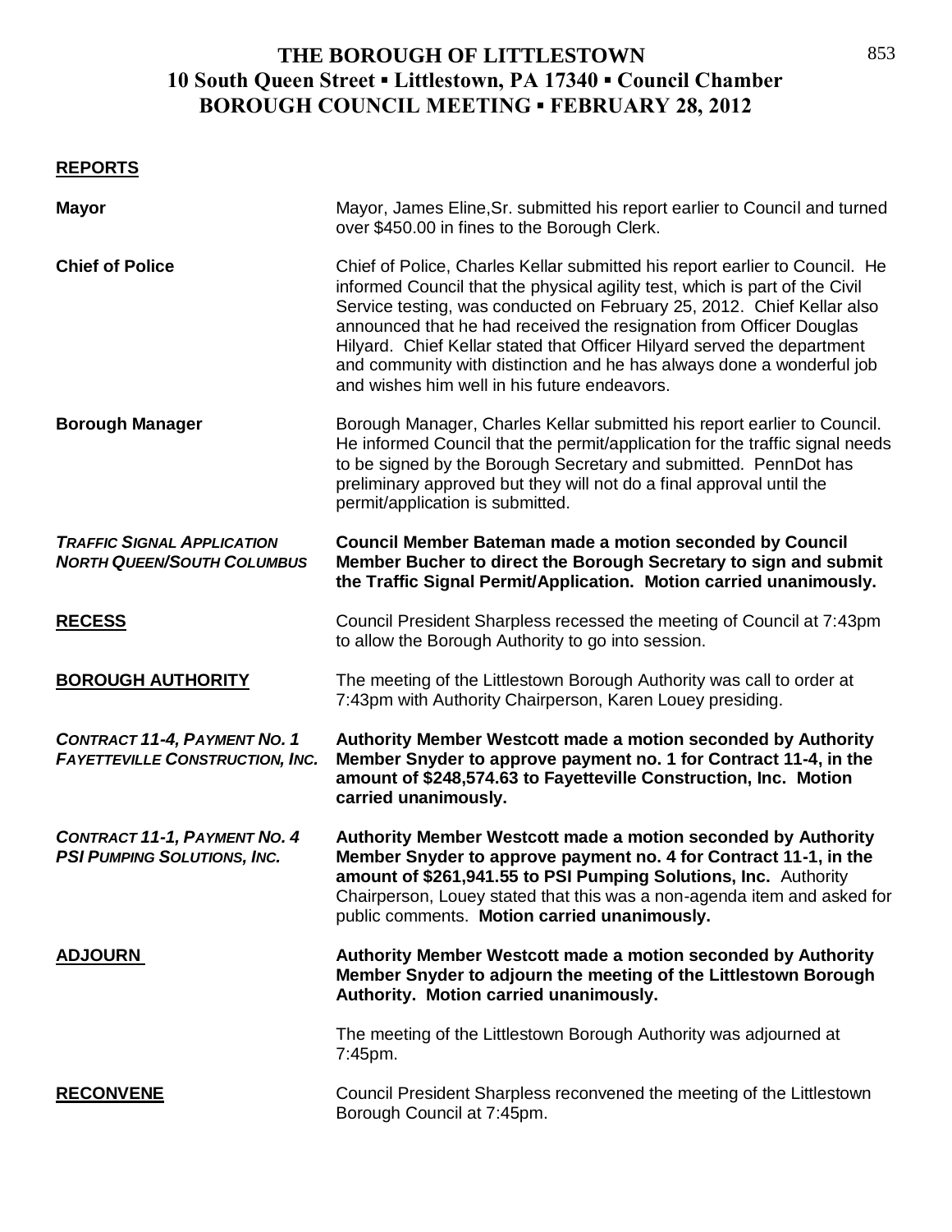# THE BOROUGH OF LITTLESTOWN
## 10 South Queen Street ▪ Littlestown, PA 17340 ▪ Council Chamber
## BOROUGH COUNCIL MEETING ▪ FEBRUARY 28, 2012

**REPORTS**

**Mayor**

Mayor, James Eline,Sr. submitted his report earlier to Council and turned over $450.00 in fines to the Borough Clerk.

**Chief of Police**

Chief of Police, Charles Kellar submitted his report earlier to Council. He informed Council that the physical agility test, which is part of the Civil Service testing, was conducted on February 25, 2012. Chief Kellar also announced that he had received the resignation from Officer Douglas Hilyard. Chief Kellar stated that Officer Hilyard served the department and community with distinction and he has always done a wonderful job and wishes him well in his future endeavors.

**Borough Manager**

Borough Manager, Charles Kellar submitted his report earlier to Council. He informed Council that the permit/application for the traffic signal needs to be signed by the Borough Secretary and submitted. PennDot has preliminary approved but they will not do a final approval until the permit/application is submitted.

***TRAFFIC SIGNAL APPLICATION NORTH QUEEN/SOUTH COLUMBUS***

**Council Member Bateman made a motion seconded by Council Member Bucher to direct the Borough Secretary to sign and submit the Traffic Signal Permit/Application. Motion carried unanimously.**

**RECESS**

Council President Sharpless recessed the meeting of Council at 7:43pm to allow the Borough Authority to go into session.

**BOROUGH AUTHORITY**

The meeting of the Littlestown Borough Authority was call to order at 7:43pm with Authority Chairperson, Karen Louey presiding.

***CONTRACT 11-4, PAYMENT NO. 1 FAYETTEVILLE CONSTRUCTION, INC.***

**Authority Member Westcott made a motion seconded by Authority Member Snyder to approve payment no. 1 for Contract 11-4, in the amount of $248,574.63 to Fayetteville Construction, Inc. Motion carried unanimously.**

***CONTRACT 11-1, PAYMENT NO. 4 PSI PUMPING SOLUTIONS, INC.***

**Authority Member Westcott made a motion seconded by Authority Member Snyder to approve payment no. 4 for Contract 11-1, in the amount of $261,941.55 to PSI Pumping Solutions, Inc.** Authority Chairperson, Louey stated that this was a non-agenda item and asked for public comments. **Motion carried unanimously.**

**ADJOURN**

**Authority Member Westcott made a motion seconded by Authority Member Snyder to adjourn the meeting of the Littlestown Borough Authority. Motion carried unanimously.**

The meeting of the Littlestown Borough Authority was adjourned at 7:45pm.

**RECONVENE**

Council President Sharpless reconvened the meeting of the Littlestown Borough Council at 7:45pm.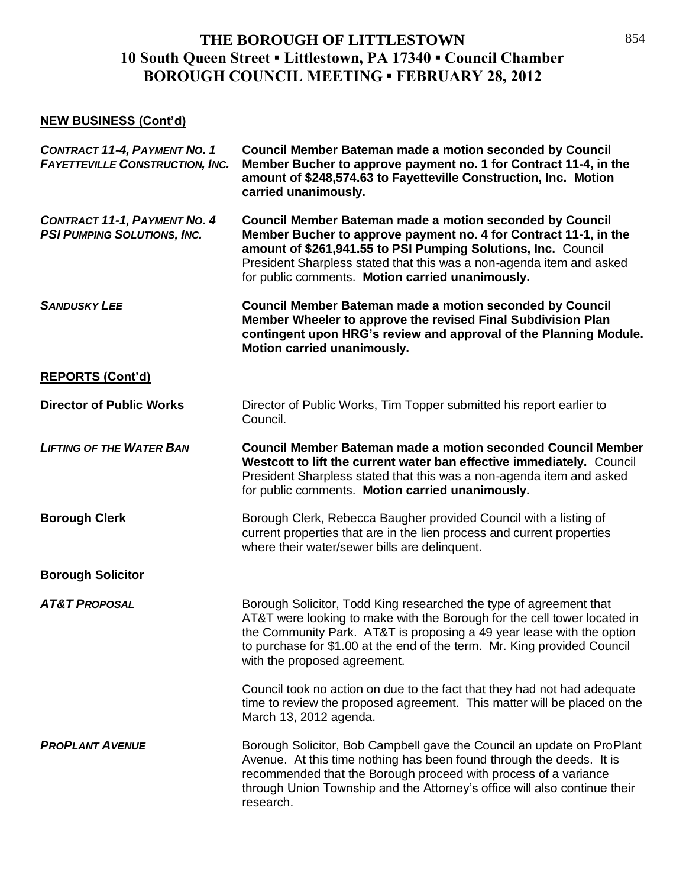# THE BOROUGH OF LITTLESTOWN
## 10 South Queen Street ▪ Littlestown, PA 17340 ▪ Council Chamber
## BOROUGH COUNCIL MEETING ▪ FEBRUARY 28, 2012

**NEW BUSINESS (Cont'd)**

***CONTRACT 11-4, PAYMENT NO. 1 FAYETTEVILLE CONSTRUCTION, INC.***

**Council Member Bateman made a motion seconded by Council Member Bucher to approve payment no. 1 for Contract 11-4, in the amount of $248,574.63 to Fayetteville Construction, Inc. Motion carried unanimously.**

***CONTRACT 11-1, PAYMENT NO. 4 PSI PUMPING SOLUTIONS, INC.***

**Council Member Bateman made a motion seconded by Council Member Bucher to approve payment no. 4 for Contract 11-1, in the amount of $261,941.55 to PSI Pumping Solutions, Inc.** Council President Sharpless stated that this was a non-agenda item and asked for public comments. **Motion carried unanimously.**

***SANDUSKY LEE***

**Council Member Bateman made a motion seconded by Council Member Wheeler to approve the revised Final Subdivision Plan contingent upon HRG's review and approval of the Planning Module. Motion carried unanimously.**

**REPORTS (Cont'd)**

**Director of Public Works**

Director of Public Works, Tim Topper submitted his report earlier to Council.

***LIFTING OF THE WATER BAN***

**Council Member Bateman made a motion seconded Council Member Westcott to lift the current water ban effective immediately.** Council President Sharpless stated that this was a non-agenda item and asked for public comments. **Motion carried unanimously.**

**Borough Clerk**

Borough Clerk, Rebecca Baugher provided Council with a listing of current properties that are in the lien process and current properties where their water/sewer bills are delinquent.

**Borough Solicitor**

***AT&T PROPOSAL***

Borough Solicitor, Todd King researched the type of agreement that AT&T were looking to make with the Borough for the cell tower located in the Community Park. AT&T is proposing a 49 year lease with the option to purchase for $1.00 at the end of the term. Mr. King provided Council with the proposed agreement.

Council took no action on due to the fact that they had not had adequate time to review the proposed agreement. This matter will be placed on the March 13, 2012 agenda.

***PROPLANT AVENUE***

Borough Solicitor, Bob Campbell gave the Council an update on ProPlant Avenue. At this time nothing has been found through the deeds. It is recommended that the Borough proceed with process of a variance through Union Township and the Attorney's office will also continue their research.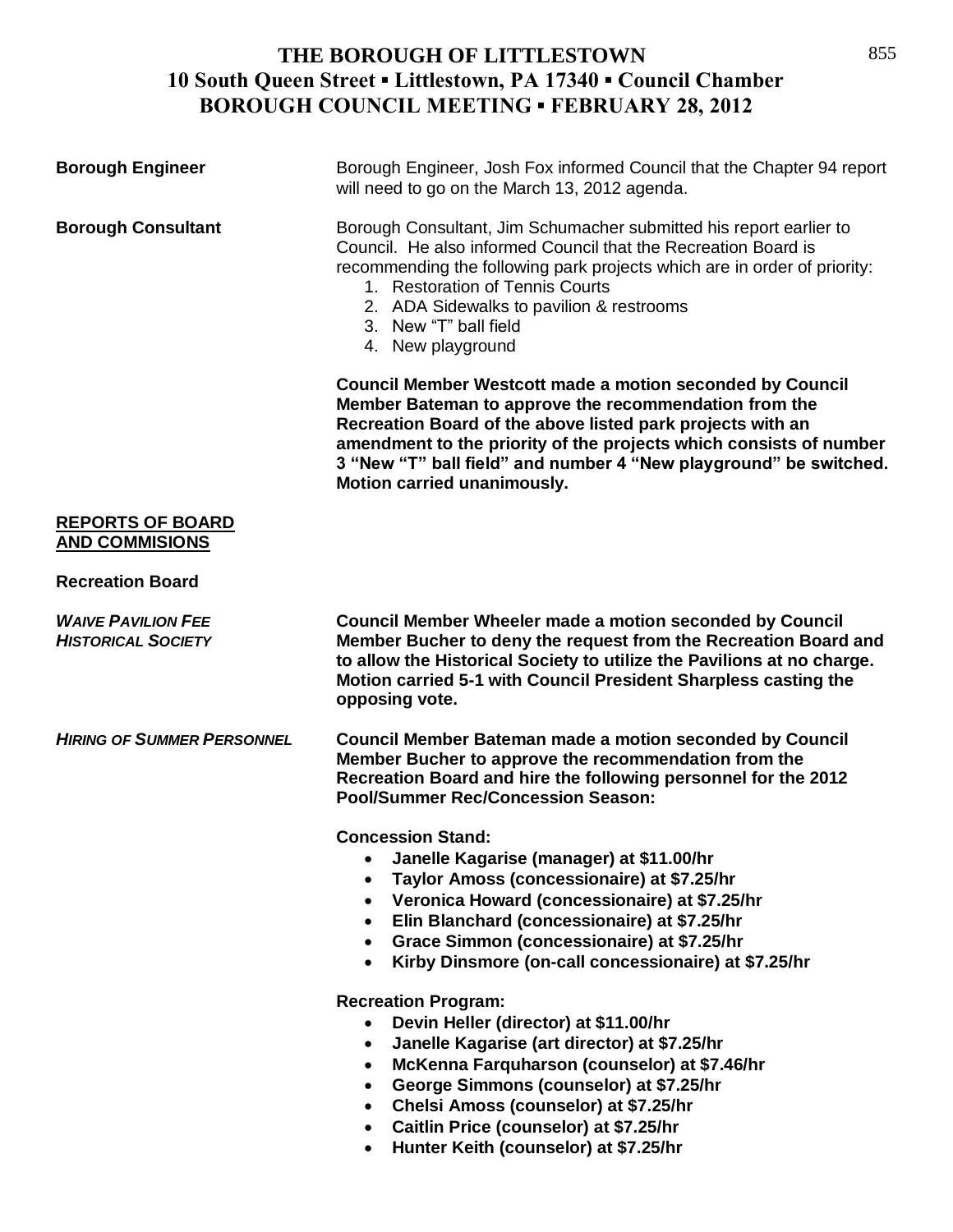**Borough Engineer**

Borough Engineer, Josh Fox informed Council that the Chapter 94 report will need to go on the March 13, 2012 agenda.

**Borough Consultant**

Borough Consultant, Jim Schumacher submitted his report earlier to Council. He also informed Council that the Recreation Board is recommending the following park projects which are in order of priority:

1. Restoration of Tennis Courts
2. ADA Sidewalks to pavilion & restrooms
3. New "T" ball field
4. New playground

**Council Member Westcott made a motion seconded by Council Member Bateman to approve the recommendation from the Recreation Board of the above listed park projects with an amendment to the priority of the projects which consists of number 3 "New "T" ball field" and number 4 "New playground" be switched. Motion carried unanimously.**

## REPORTS OF BOARD AND COMMISIONS

**Recreation Board**

***WAIVE PAVILION FEE HISTORICAL SOCIETY***

**Council Member Wheeler made a motion seconded by Council Member Bucher to deny the request from the Recreation Board and to allow the Historical Society to utilize the Pavilions at no charge. Motion carried 5-1 with Council President Sharpless casting the opposing vote.**

***HIRING OF SUMMER PERSONNEL***

**Council Member Bateman made a motion seconded by Council Member Bucher to approve the recommendation from the Recreation Board and hire the following personnel for the 2012 Pool/Summer Rec/Concession Season:**

**Concession Stand:**

- **Janelle Kagarise (manager) at $11.00/hr**
- **Taylor Amoss (concessionaire) at $7.25/hr**
- **Veronica Howard (concessionaire) at $7.25/hr**
- **Elin Blanchard (concessionaire) at $7.25/hr**
- **Grace Simmon (concessionaire) at $7.25/hr**
- **Kirby Dinsmore (on-call concessionaire) at $7.25/hr**

**Recreation Program:**

- **Devin Heller (director) at $11.00/hr**
- **Janelle Kagarise (art director) at $7.25/hr**
- **McKenna Farquharson (counselor) at $7.46/hr**
- **George Simmons (counselor) at $7.25/hr**
- **Chelsi Amoss (counselor) at $7.25/hr**
- **Caitlin Price (counselor) at $7.25/hr**
- **Hunter Keith (counselor) at $7.25/hr**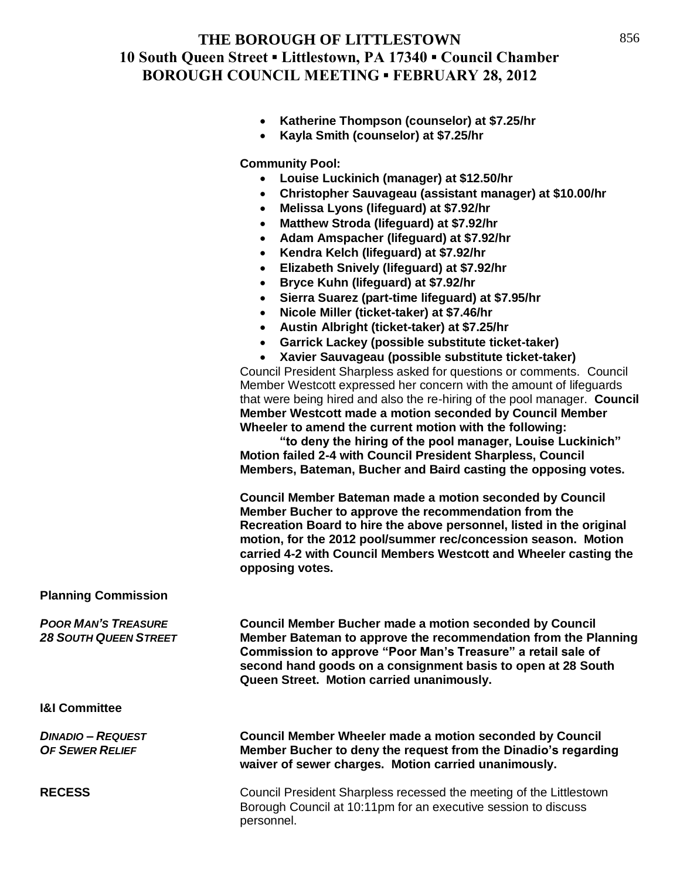- **Katherine Thompson (counselor) at $7.25/hr**
- **Kayla Smith (counselor) at $7.25/hr**

**Community Pool:**

- **Louise Luckinich (manager) at $12.50/hr**
- **Christopher Sauvageau (assistant manager) at $10.00/hr**
- **Melissa Lyons (lifeguard) at $7.92/hr**
- **Matthew Stroda (lifeguard) at $7.92/hr**
- **Adam Amspacher (lifeguard) at $7.92/hr**
- **Kendra Kelch (lifeguard) at $7.92/hr**
- **Elizabeth Snively (lifeguard) at $7.92/hr**
- **Bryce Kuhn (lifeguard) at $7.92/hr**
- **Sierra Suarez (part-time lifeguard) at $7.95/hr**
- **Nicole Miller (ticket-taker) at $7.46/hr**
- **Austin Albright (ticket-taker) at $7.25/hr**
- **Garrick Lackey (possible substitute ticket-taker)**
- **Xavier Sauvageau (possible substitute ticket-taker)**

Council President Sharpless asked for questions or comments. Council Member Westcott expressed her concern with the amount of lifeguards that were being hired and also the re-hiring of the pool manager. **Council Member Westcott made a motion seconded by Council Member Wheeler to amend the current motion with the following:**

**"to deny the hiring of the pool manager, Louise Luckinich" Motion failed 2-4 with Council President Sharpless, Council Members, Bateman, Bucher and Baird casting the opposing votes.**

**Council Member Bateman made a motion seconded by Council Member Bucher to approve the recommendation from the Recreation Board to hire the above personnel, listed in the original motion, for the 2012 pool/summer rec/concession season. Motion carried 4-2 with Council Members Westcott and Wheeler casting the opposing votes.**

**Planning Commission**

***POOR MAN'S TREASURE 28 SOUTH QUEEN STREET***

**Council Member Bucher made a motion seconded by Council Member Bateman to approve the recommendation from the Planning Commission to approve "Poor Man's Treasure" a retail sale of second hand goods on a consignment basis to open at 28 South Queen Street. Motion carried unanimously.**

**I&I Committee**

***DINADIO – REQUEST OF SEWER RELIEF***

**Council Member Wheeler made a motion seconded by Council Member Bucher to deny the request from the Dinadio's regarding waiver of sewer charges. Motion carried unanimously.**

**RECESS**

Council President Sharpless recessed the meeting of the Littlestown Borough Council at 10:11pm for an executive session to discuss personnel.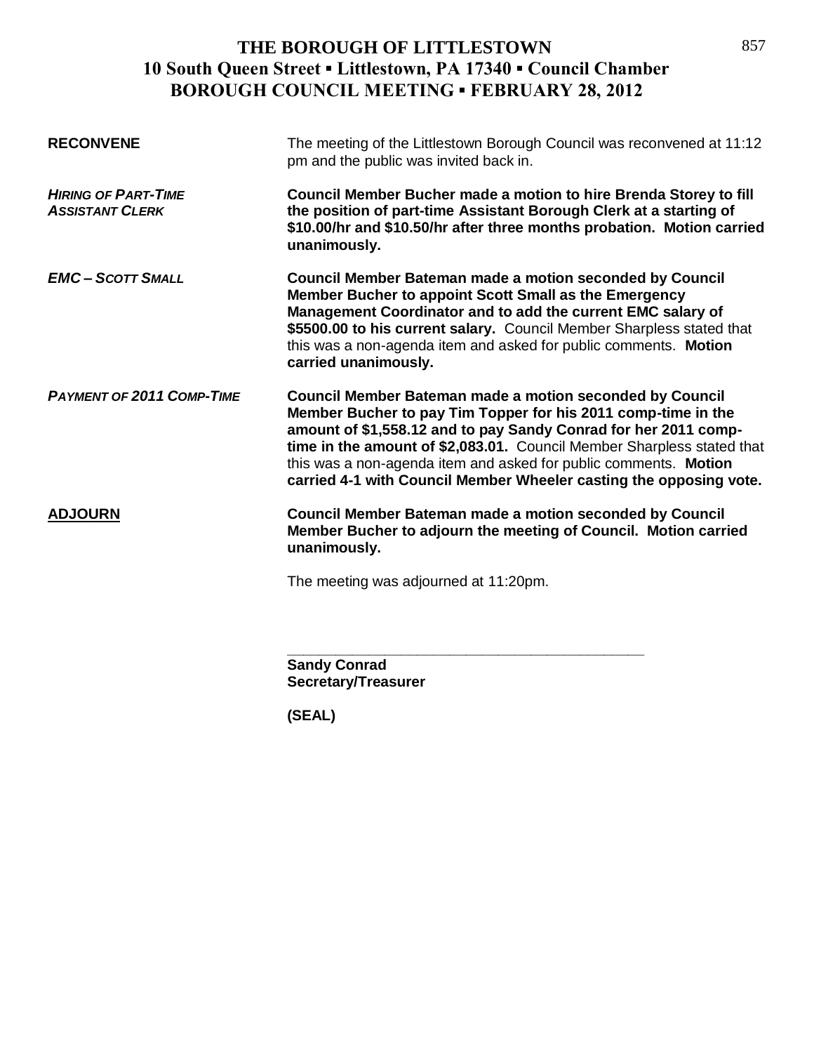# THE BOROUGH OF LITTLESTOWN
## 10 South Queen Street ▪ Littlestown, PA 17340 ▪ Council Chamber
## BOROUGH COUNCIL MEETING ▪ FEBRUARY 28, 2012

**RECONVENE**

The meeting of the Littlestown Borough Council was reconvened at 11:12 pm and the public was invited back in.

***HIRING OF PART-TIME ASSISTANT CLERK***

**Council Member Bucher made a motion to hire Brenda Storey to fill the position of part-time Assistant Borough Clerk at a starting of $10.00/hr and $10.50/hr after three months probation. Motion carried unanimously.**

***EMC – SCOTT SMALL***

**Council Member Bateman made a motion seconded by Council Member Bucher to appoint Scott Small as the Emergency Management Coordinator and to add the current EMC salary of $5500.00 to his current salary.** Council Member Sharpless stated that this was a non-agenda item and asked for public comments. **Motion carried unanimously.**

***PAYMENT OF 2011 COMP-TIME***

**Council Member Bateman made a motion seconded by Council Member Bucher to pay Tim Topper for his 2011 comp-time in the amount of $1,558.12 and to pay Sandy Conrad for her 2011 comp-time in the amount of $2,083.01.** Council Member Sharpless stated that this was a non-agenda item and asked for public comments. **Motion carried 4-1 with Council Member Wheeler casting the opposing vote.**

**ADJOURN**

**Council Member Bateman made a motion seconded by Council Member Bucher to adjourn the meeting of Council. Motion carried unanimously.**

The meeting was adjourned at 11:20pm.

\_\_\_\_\_\_\_\_\_\_\_\_\_\_\_\_\_\_\_\_\_\_\_\_\_\_\_\_\_\_\_\_\_\_\_\_\_\_\_\_\_\_\_\_

**Sandy Conrad**
**Secretary/Treasurer**

**(SEAL)**